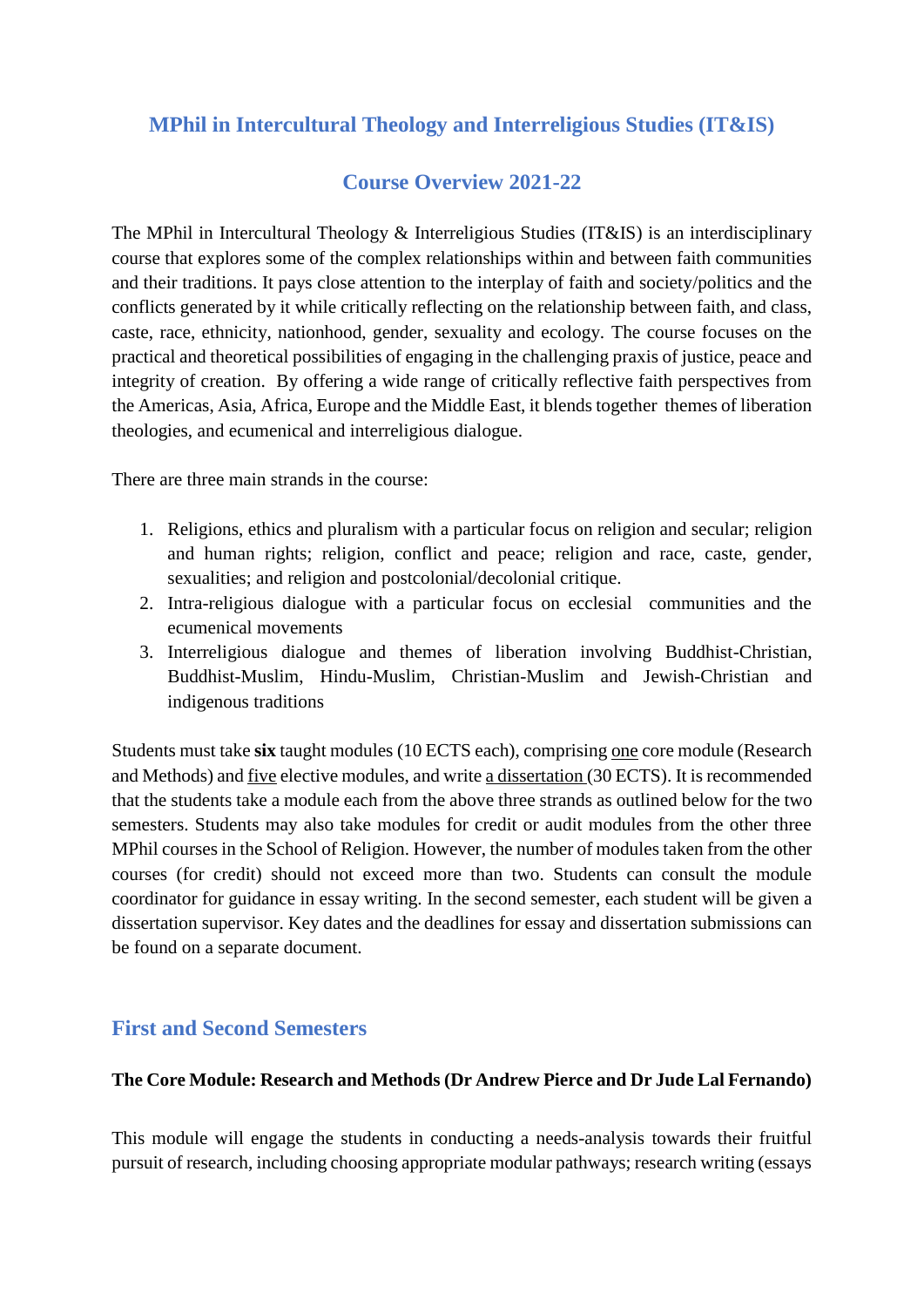# MPhil in Intercultural Theology and Interreligious Studies (IT&IS)

## Course Overview 2021-22

The MPhil in Intercultural Theology & Interreligious Studies (IT&IS) is an interdisciplinary course that explores some of the complex relationships within and between faith communities and their traditions. It pays close attention to the interplay of faith and society/politics and the conflicts generated by it while critically reflecting on the relationship between faith, and class, caste, race, ethnicity, nationhood, gender, sexuality and ecology. The course focuses on the practical and theoretical possibilities of engaging in the challenging praxis of justice, peace and integrity of creation. By offering a wide range of critically reflective faith perspectives from the Americas, Asia, Africa, Europe and the Middle East, it blends together themes of liberation theologies, and ecumenical and interreligious dialogue.

There are three main strands in the course:

1. Religions, ethics and pluralism with a particular focus on religion and secular; religion and human rights; religion, conflict and peace; religion and race, caste, gender, sexualities; and religion and postcolonial/decolonial critique.
2. Intra-religious dialogue with a particular focus on ecclesial communities and the ecumenical movements
3. Interreligious dialogue and themes of liberation involving Buddhist-Christian, Buddhist-Muslim, Hindu-Muslim, Christian-Muslim and Jewish-Christian and indigenous traditions

Students must take **six** taught modules (10 ECTS each), comprising one core module (Research and Methods) and five elective modules, and write a dissertation (30 ECTS). It is recommended that the students take a module each from the above three strands as outlined below for the two semesters. Students may also take modules for credit or audit modules from the other three MPhil courses in the School of Religion. However, the number of modules taken from the other courses (for credit) should not exceed more than two. Students can consult the module coordinator for guidance in essay writing. In the second semester, each student will be given a dissertation supervisor. Key dates and the deadlines for essay and dissertation submissions can be found on a separate document.

## First and Second Semesters

**The Core Module: Research and Methods (Dr Andrew Pierce and Dr Jude Lal Fernando)**

This module will engage the students in conducting a needs-analysis towards their fruitful pursuit of research, including choosing appropriate modular pathways; research writing (essays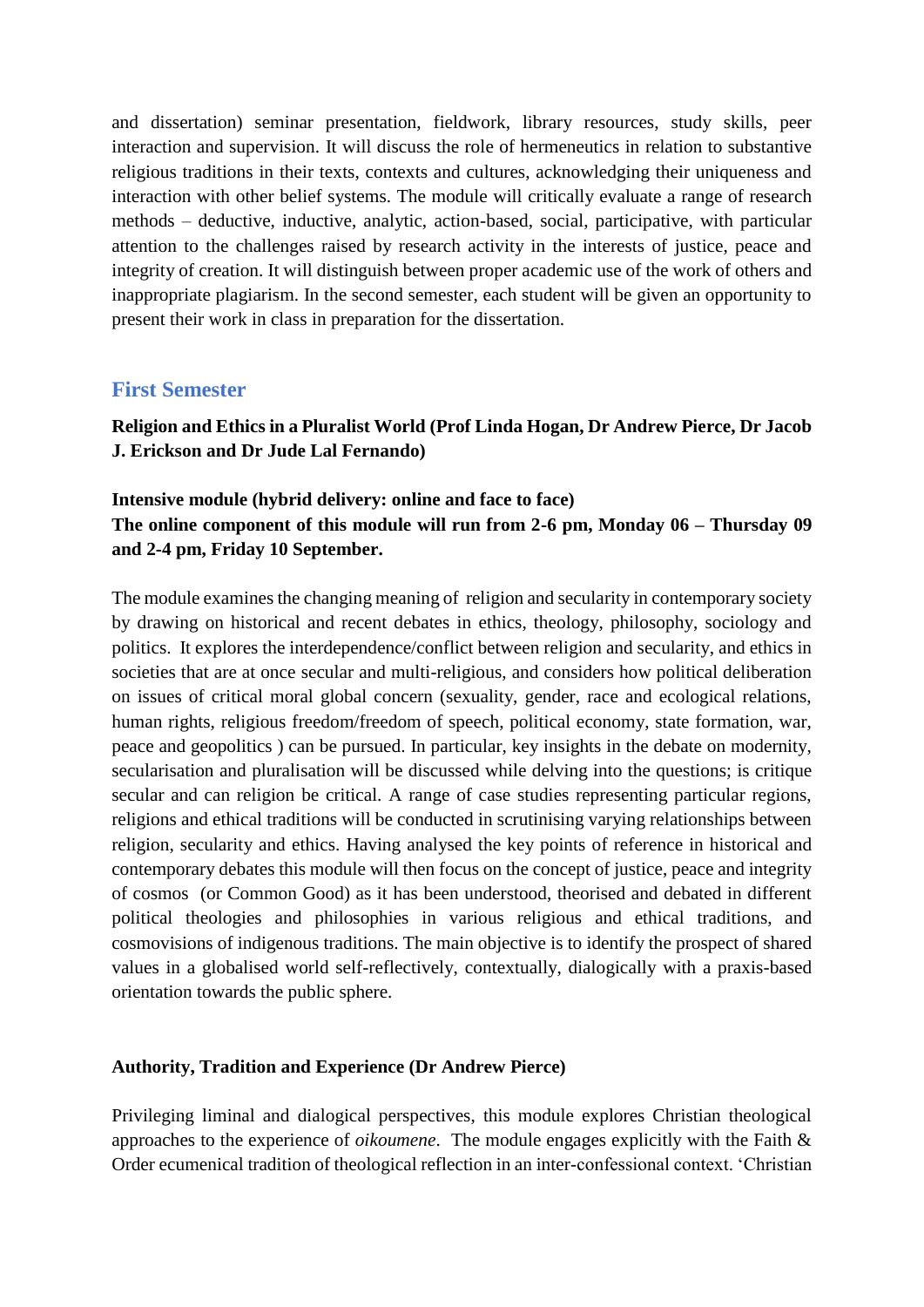and dissertation) seminar presentation, fieldwork, library resources, study skills, peer interaction and supervision. It will discuss the role of hermeneutics in relation to substantive religious traditions in their texts, contexts and cultures, acknowledging their uniqueness and interaction with other belief systems. The module will critically evaluate a range of research methods – deductive, inductive, analytic, action-based, social, participative, with particular attention to the challenges raised by research activity in the interests of justice, peace and integrity of creation. It will distinguish between proper academic use of the work of others and inappropriate plagiarism. In the second semester, each student will be given an opportunity to present their work in class in preparation for the dissertation.

## First Semester

**Religion and Ethics in a Pluralist World (Prof Linda Hogan, Dr Andrew Pierce, Dr Jacob J. Erickson and Dr Jude Lal Fernando)**

**Intensive module (hybrid delivery: online and face to face)**
**The online component of this module will run from 2-6 pm, Monday 06 – Thursday 09 and 2-4 pm, Friday 10 September.**

The module examines the changing meaning of religion and secularity in contemporary society by drawing on historical and recent debates in ethics, theology, philosophy, sociology and politics. It explores the interdependence/conflict between religion and secularity, and ethics in societies that are at once secular and multi-religious, and considers how political deliberation on issues of critical moral global concern (sexuality, gender, race and ecological relations, human rights, religious freedom/freedom of speech, political economy, state formation, war, peace and geopolitics ) can be pursued. In particular, key insights in the debate on modernity, secularisation and pluralisation will be discussed while delving into the questions; is critique secular and can religion be critical. A range of case studies representing particular regions, religions and ethical traditions will be conducted in scrutinising varying relationships between religion, secularity and ethics. Having analysed the key points of reference in historical and contemporary debates this module will then focus on the concept of justice, peace and integrity of cosmos (or Common Good) as it has been understood, theorised and debated in different political theologies and philosophies in various religious and ethical traditions, and cosmovisions of indigenous traditions. The main objective is to identify the prospect of shared values in a globalised world self-reflectively, contextually, dialogically with a praxis-based orientation towards the public sphere.

**Authority, Tradition and Experience (Dr Andrew Pierce)**

Privileging liminal and dialogical perspectives, this module explores Christian theological approaches to the experience of *oikoumene*. The module engages explicitly with the Faith & Order ecumenical tradition of theological reflection in an inter-confessional context. 'Christian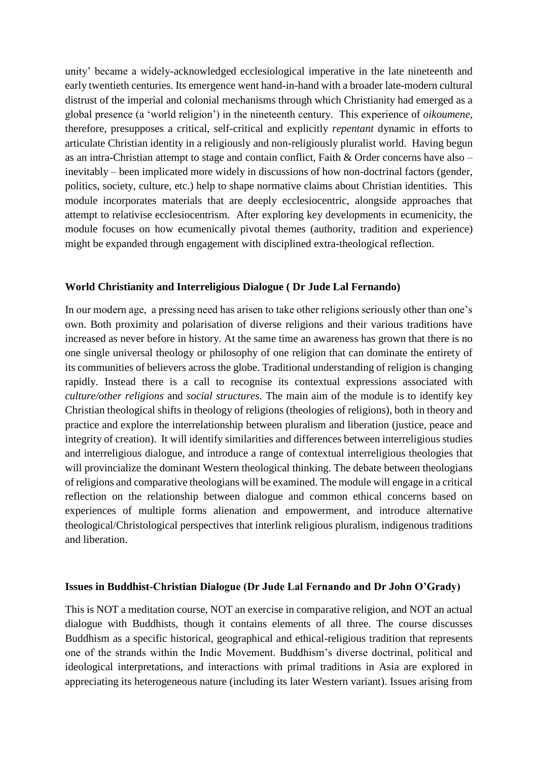unity' became a widely-acknowledged ecclesiological imperative in the late nineteenth and early twentieth centuries. Its emergence went hand-in-hand with a broader late-modern cultural distrust of the imperial and colonial mechanisms through which Christianity had emerged as a global presence (a 'world religion') in the nineteenth century. This experience of *oikoumene*, therefore, presupposes a critical, self-critical and explicitly *repentant* dynamic in efforts to articulate Christian identity in a religiously and non-religiously pluralist world. Having begun as an intra-Christian attempt to stage and contain conflict, Faith & Order concerns have also – inevitably – been implicated more widely in discussions of how non-doctrinal factors (gender, politics, society, culture, etc.) help to shape normative claims about Christian identities. This module incorporates materials that are deeply ecclesiocentric, alongside approaches that attempt to relativise ecclesiocentrism. After exploring key developments in ecumenicity, the module focuses on how ecumenically pivotal themes (authority, tradition and experience) might be expanded through engagement with disciplined extra-theological reflection.

**World Christianity and Interreligious Dialogue ( Dr Jude Lal Fernando)**

In our modern age, a pressing need has arisen to take other religions seriously other than one's own. Both proximity and polarisation of diverse religions and their various traditions have increased as never before in history. At the same time an awareness has grown that there is no one single universal theology or philosophy of one religion that can dominate the entirety of its communities of believers across the globe. Traditional understanding of religion is changing rapidly. Instead there is a call to recognise its contextual expressions associated with *culture/other religions* and *social structures*. The main aim of the module is to identify key Christian theological shifts in theology of religions (theologies of religions), both in theory and practice and explore the interrelationship between pluralism and liberation (justice, peace and integrity of creation). It will identify similarities and differences between interreligious studies and interreligious dialogue, and introduce a range of contextual interreligious theologies that will provincialize the dominant Western theological thinking. The debate between theologians of religions and comparative theologians will be examined. The module will engage in a critical reflection on the relationship between dialogue and common ethical concerns based on experiences of multiple forms alienation and empowerment, and introduce alternative theological/Christological perspectives that interlink religious pluralism, indigenous traditions and liberation.

**Issues in Buddhist-Christian Dialogue (Dr Jude Lal Fernando and Dr John O'Grady)**

This is NOT a meditation course, NOT an exercise in comparative religion, and NOT an actual dialogue with Buddhists, though it contains elements of all three. The course discusses Buddhism as a specific historical, geographical and ethical-religious tradition that represents one of the strands within the Indic Movement. Buddhism's diverse doctrinal, political and ideological interpretations, and interactions with primal traditions in Asia are explored in appreciating its heterogeneous nature (including its later Western variant). Issues arising from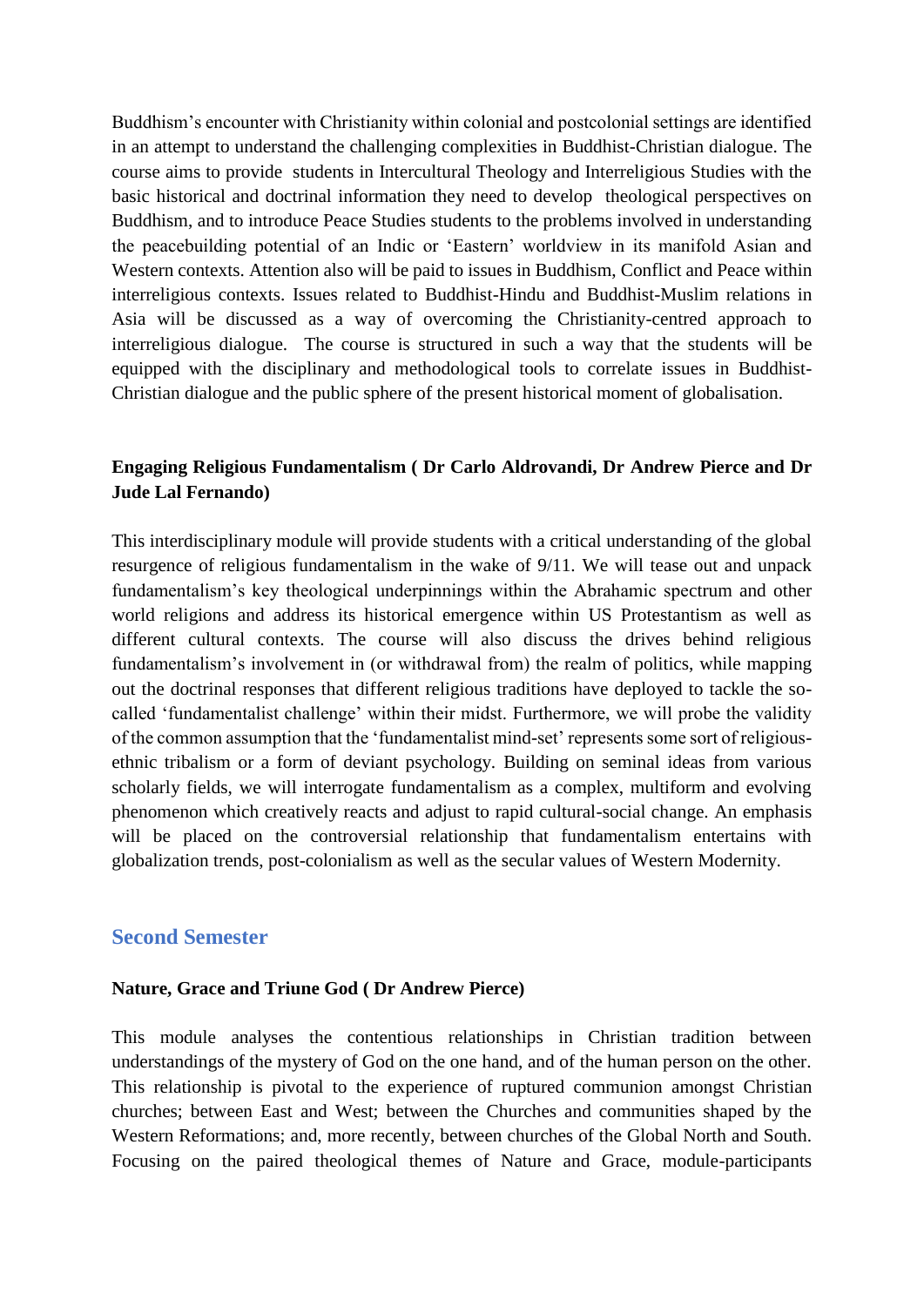Buddhism's encounter with Christianity within colonial and postcolonial settings are identified in an attempt to understand the challenging complexities in Buddhist-Christian dialogue. The course aims to provide students in Intercultural Theology and Interreligious Studies with the basic historical and doctrinal information they need to develop theological perspectives on Buddhism, and to introduce Peace Studies students to the problems involved in understanding the peacebuilding potential of an Indic or 'Eastern' worldview in its manifold Asian and Western contexts. Attention also will be paid to issues in Buddhism, Conflict and Peace within interreligious contexts. Issues related to Buddhist-Hindu and Buddhist-Muslim relations in Asia will be discussed as a way of overcoming the Christianity-centred approach to interreligious dialogue. The course is structured in such a way that the students will be equipped with the disciplinary and methodological tools to correlate issues in Buddhist-Christian dialogue and the public sphere of the present historical moment of globalisation.

**Engaging Religious Fundamentalism ( Dr Carlo Aldrovandi, Dr Andrew Pierce and Dr Jude Lal Fernando)**

This interdisciplinary module will provide students with a critical understanding of the global resurgence of religious fundamentalism in the wake of 9/11. We will tease out and unpack fundamentalism's key theological underpinnings within the Abrahamic spectrum and other world religions and address its historical emergence within US Protestantism as well as different cultural contexts. The course will also discuss the drives behind religious fundamentalism's involvement in (or withdrawal from) the realm of politics, while mapping out the doctrinal responses that different religious traditions have deployed to tackle the so-called 'fundamentalist challenge' within their midst. Furthermore, we will probe the validity of the common assumption that the 'fundamentalist mind-set' represents some sort of religious-ethnic tribalism or a form of deviant psychology. Building on seminal ideas from various scholarly fields, we will interrogate fundamentalism as a complex, multiform and evolving phenomenon which creatively reacts and adjust to rapid cultural-social change. An emphasis will be placed on the controversial relationship that fundamentalism entertains with globalization trends, post-colonialism as well as the secular values of Western Modernity.

## Second Semester

**Nature, Grace and Triune God ( Dr Andrew Pierce)**

This module analyses the contentious relationships in Christian tradition between understandings of the mystery of God on the one hand, and of the human person on the other. This relationship is pivotal to the experience of ruptured communion amongst Christian churches; between East and West; between the Churches and communities shaped by the Western Reformations; and, more recently, between churches of the Global North and South. Focusing on the paired theological themes of Nature and Grace, module-participants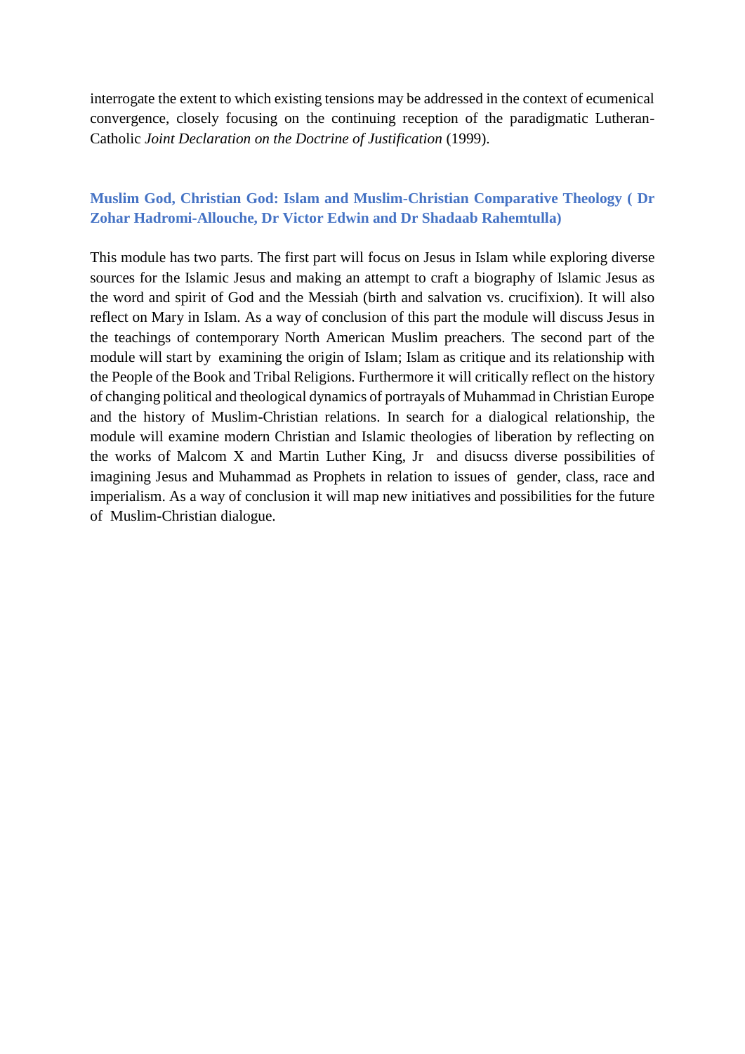interrogate the extent to which existing tensions may be addressed in the context of ecumenical convergence, closely focusing on the continuing reception of the paradigmatic Lutheran-Catholic *Joint Declaration on the Doctrine of Justification* (1999).

### Muslim God, Christian God: Islam and Muslim-Christian Comparative Theology ( Dr Zohar Hadromi-Allouche, Dr Victor Edwin and Dr Shadaab Rahemtulla)

This module has two parts. The first part will focus on Jesus in Islam while exploring diverse sources for the Islamic Jesus and making an attempt to craft a biography of Islamic Jesus as the word and spirit of God and the Messiah (birth and salvation vs. crucifixion). It will also reflect on Mary in Islam. As a way of conclusion of this part the module will discuss Jesus in the teachings of contemporary North American Muslim preachers. The second part of the module will start by examining the origin of Islam; Islam as critique and its relationship with the People of the Book and Tribal Religions. Furthermore it will critically reflect on the history of changing political and theological dynamics of portrayals of Muhammad in Christian Europe and the history of Muslim-Christian relations. In search for a dialogical relationship, the module will examine modern Christian and Islamic theologies of liberation by reflecting on the works of Malcom X and Martin Luther King, Jr and disucss diverse possibilities of imagining Jesus and Muhammad as Prophets in relation to issues of gender, class, race and imperialism. As a way of conclusion it will map new initiatives and possibilities for the future of Muslim-Christian dialogue.